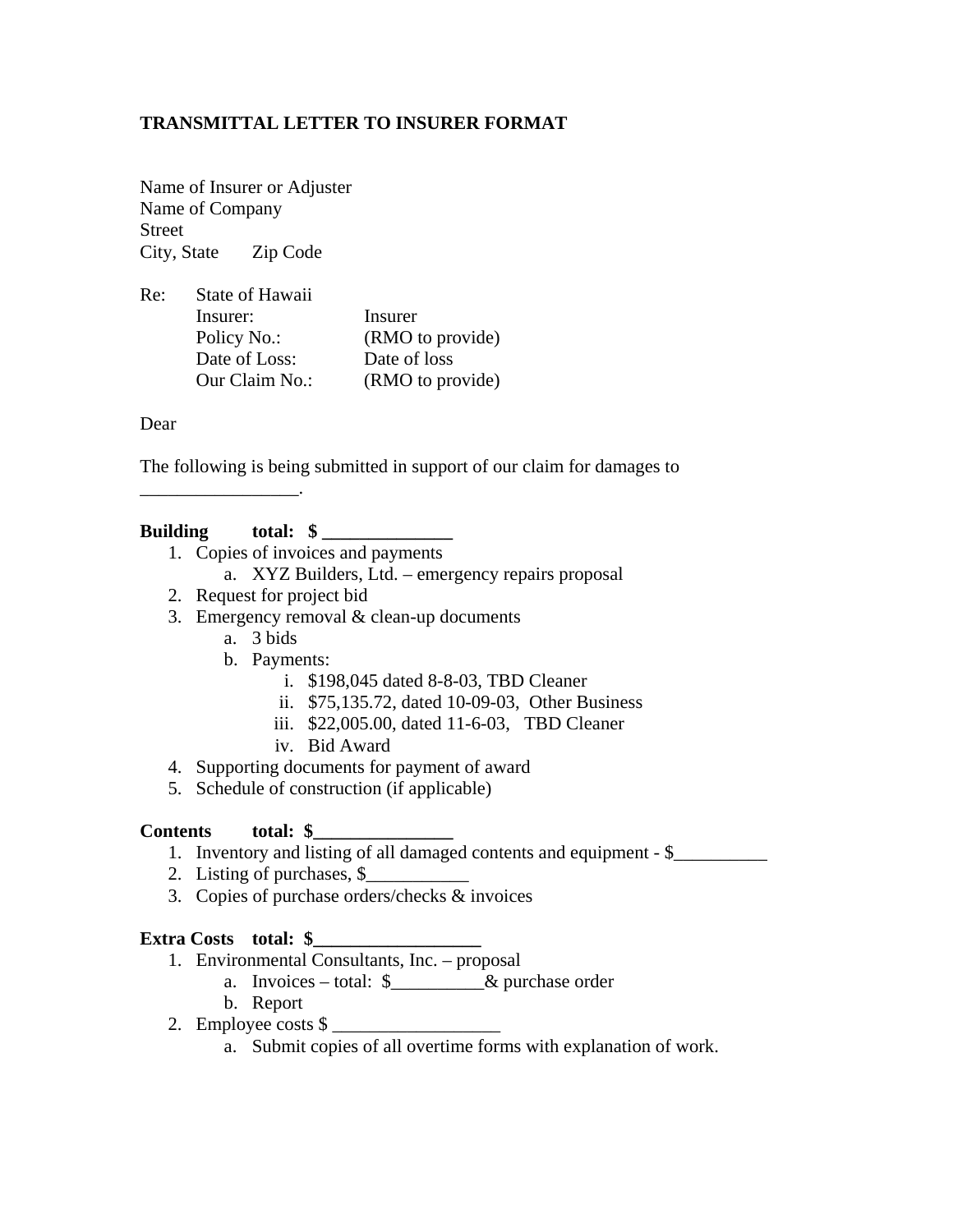**TRANSMITTAL LETTER TO INSURER FORMAT**

Name of Insurer or Adjuster
Name of Company
Street
City, State Zip Code

Re: State of Hawaii
Insurer: Insurer
Policy No.: (RMO to provide)
Date of Loss: Date of loss
Our Claim No.: (RMO to provide)

Dear

The following is being submitted in support of our claim for damages to _________________.

**Building total: $ ______________**

1. Copies of invoices and payments
    a. XYZ Builders, Ltd. – emergency repairs proposal
2. Request for project bid
3. Emergency removal & clean-up documents
    a. 3 bids
    b. Payments:
        i. $198,045 dated 8-8-03, TBD Cleaner
        ii. $75,135.72, dated 10-09-03, Other Business
        iii. $22,005.00, dated 11-6-03, TBD Cleaner
        iv. Bid Award
4. Supporting documents for payment of award
5. Schedule of construction (if applicable)

**Contents total: $_______________**

1. Inventory and listing of all damaged contents and equipment - $__________
2. Listing of purchases, $___________
3. Copies of purchase orders/checks & invoices

**Extra Costs total: $__________________**

1. Environmental Consultants, Inc. – proposal
    a. Invoices – total: $__________& purchase order
    b. Report
2. Employee costs $ __________________
    a. Submit copies of all overtime forms with explanation of work.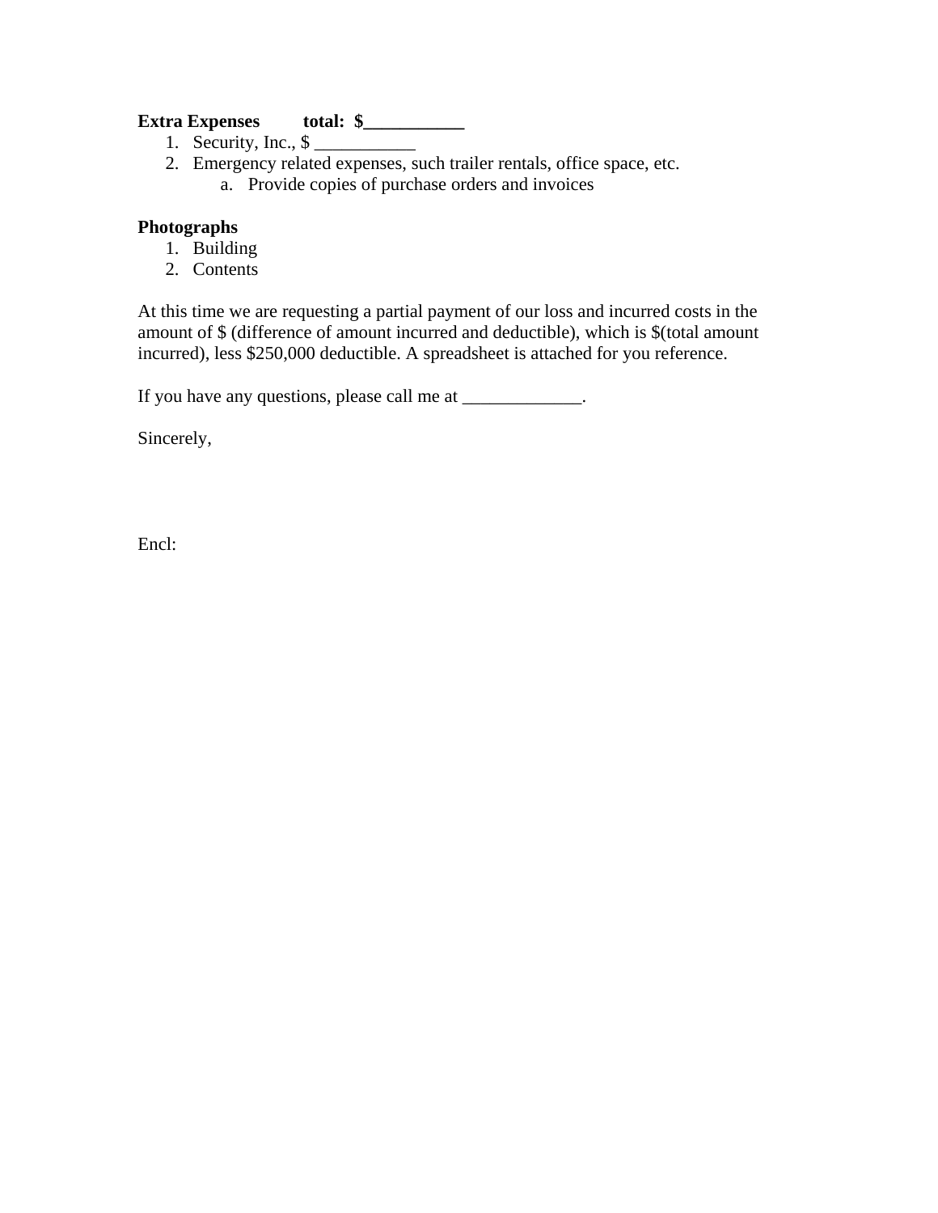**Extra Expenses** **total: $___________**

1. Security, Inc., $ ___________
2. Emergency related expenses, such trailer rentals, office space, etc.
   a. Provide copies of purchase orders and invoices

**Photographs**

1. Building
2. Contents

At this time we are requesting a partial payment of our loss and incurred costs in the amount of $ (difference of amount incurred and deductible), which is $(total amount incurred), less $250,000 deductible. A spreadsheet is attached for you reference.

If you have any questions, please call me at _____________.

Sincerely,

Encl: